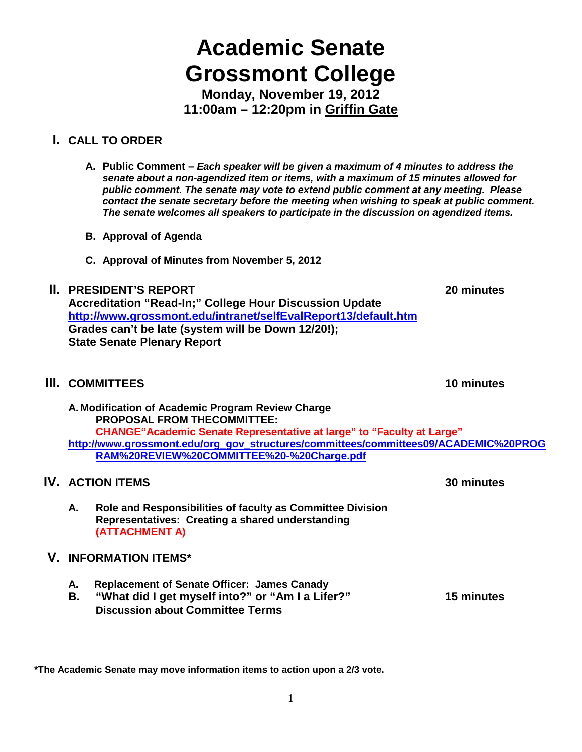# Academic Senate
# Grossmont College

**Monday, November 19, 2012**
**11:00am – 12:20pm in Griffin Gate**

## I. CALL TO ORDER

**A. Public Comment –** ***Each speaker will be given a maximum of 4 minutes to address the senate about a non-agendized item or items, with a maximum of 15 minutes allowed for public comment. The senate may vote to extend public comment at any meeting. Please contact the senate secretary before the meeting when wishing to speak at public comment. The senate welcomes all speakers to participate in the discussion on agendized items.***

**B. Approval of Agenda**

**C. Approval of Minutes from November 5, 2012**

## II. PRESIDENT'S REPORT — 20 minutes

**Accreditation "Read-In;" College Hour Discussion Update**
http://www.grossmont.edu/intranet/selfEvalReport13/default.htm
**Grades can't be late (system will be Down 12/20!);**
**State Senate Plenary Report**

## III. COMMITTEES — 10 minutes

**A. Modification of Academic Program Review Charge**
**PROPOSAL FROM THECOMMITTEE:**
**CHANGE"Academic Senate Representative at large" to "Faculty at Large"**
http://www.grossmont.edu/org_gov_structures/committees/committees09/ACADEMIC%20PROGRAM%20REVIEW%20COMMITTEE%20-%20Charge.pdf

## IV. ACTION ITEMS — 30 minutes

**A. Role and Responsibilities of faculty as Committee Division Representatives: Creating a shared understanding (ATTACHMENT A)**

## V. INFORMATION ITEMS*

**A. Replacement of Senate Officer: James Canady**

**B. "What did I get myself into?" or "Am I a Lifer?" Discussion about Committee Terms** — 15 minutes

**\*The Academic Senate may move information items to action upon a 2/3 vote.**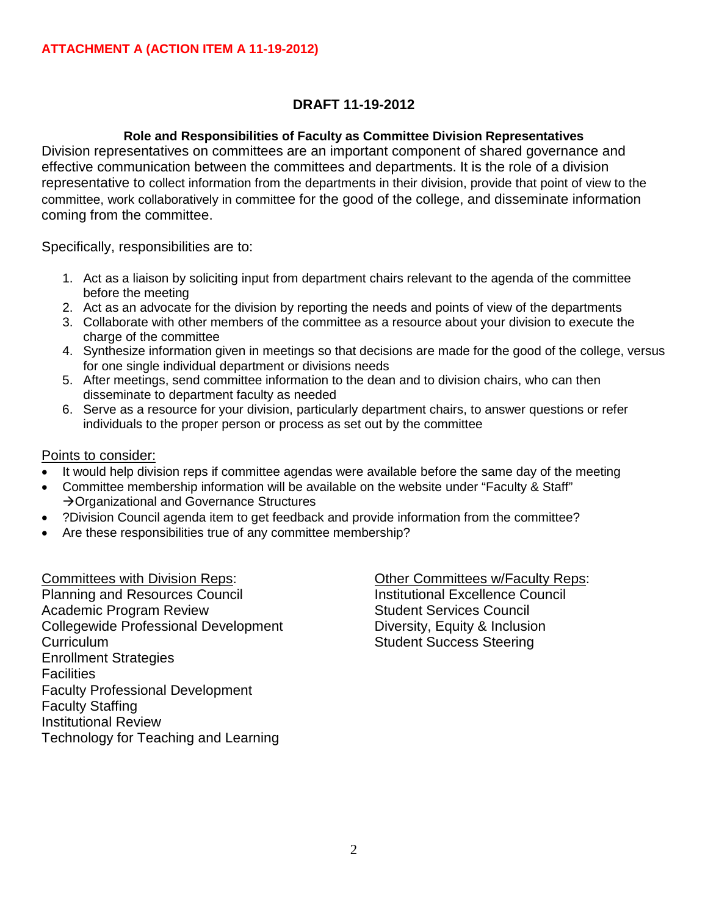**ATTACHMENT A (ACTION ITEM A 11-19-2012)**

## DRAFT 11-19-2012

### Role and Responsibilities of Faculty as Committee Division Representatives

Division representatives on committees are an important component of shared governance and effective communication between the committees and departments. It is the role of a division representative to collect information from the departments in their division, provide that point of view to the committee, work collaboratively in committee for the good of the college, and disseminate information coming from the committee.

Specifically, responsibilities are to:

1. Act as a liaison by soliciting input from department chairs relevant to the agenda of the committee before the meeting
2. Act as an advocate for the division by reporting the needs and points of view of the departments
3. Collaborate with other members of the committee as a resource about your division to execute the charge of the committee
4. Synthesize information given in meetings so that decisions are made for the good of the college, versus for one single individual department or divisions needs
5. After meetings, send committee information to the dean and to division chairs, who can then disseminate to department faculty as needed
6. Serve as a resource for your division, particularly department chairs, to answer questions or refer individuals to the proper person or process as set out by the committee

<u>Points to consider:</u>

- It would help division reps if committee agendas were available before the same day of the meeting
- Committee membership information will be available on the website under "Faculty & Staff" →Organizational and Governance Structures
- ?Division Council agenda item to get feedback and provide information from the committee?
- Are these responsibilities true of any committee membership?

<u>Committees with Division Reps</u>:
Planning and Resources Council
Academic Program Review
Collegewide Professional Development
Curriculum
Enrollment Strategies
Facilities
Faculty Professional Development
Faculty Staffing
Institutional Review
Technology for Teaching and Learning

<u>Other Committees w/Faculty Reps</u>:
Institutional Excellence Council
Student Services Council
Diversity, Equity & Inclusion
Student Success Steering